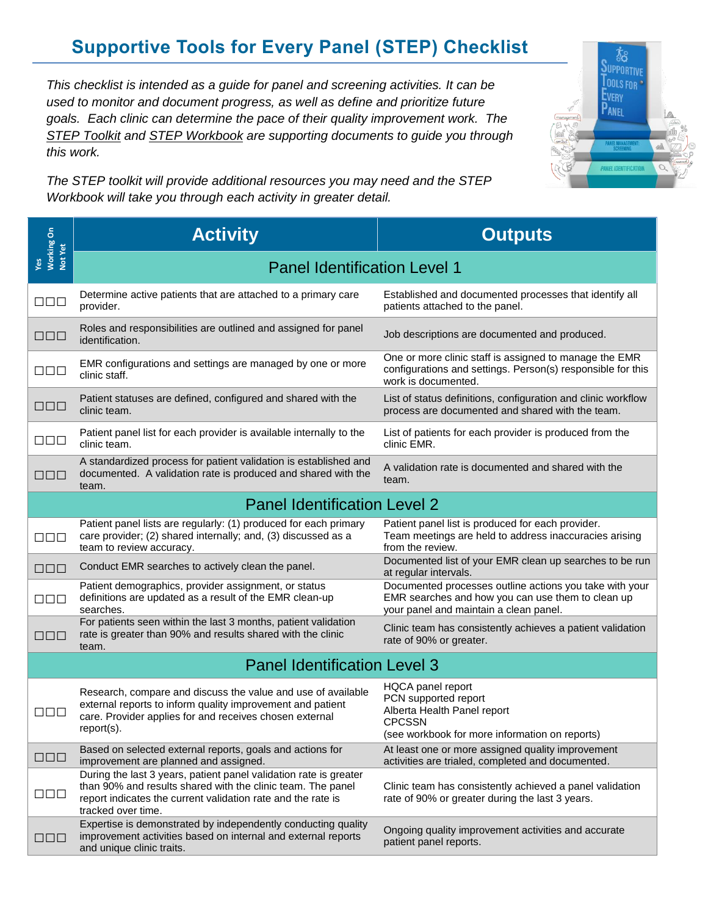# Supportive Tools for Every Panel (STEP) Checklist

*This checklist is intended as a guide for panel and screening activities. It can be used to monitor and document progress, as well as define and prioritize future goals. Each clinic can determine the pace of their quality improvement work. The STEP Toolkit and STEP Workbook are supporting documents to guide you through this work.*

*The STEP toolkit will provide additional resources you may need and the STEP Workbook will take you through each activity in greater detail.*

| Yes / Working On / Not Yet | Activity | Outputs |
|---|---|---|
| | **Panel Identification Level 1** | |
| ☐☐☐ | Determine active patients that are attached to a primary care provider. | Established and documented processes that identify all patients attached to the panel. |
| ☐☐☐ | Roles and responsibilities are outlined and assigned for panel identification. | Job descriptions are documented and produced. |
| ☐☐☐ | EMR configurations and settings are managed by one or more clinic staff. | One or more clinic staff is assigned to manage the EMR configurations and settings. Person(s) responsible for this work is documented. |
| ☐☐☐ | Patient statuses are defined, configured and shared with the clinic team. | List of status definitions, configuration and clinic workflow process are documented and shared with the team. |
| ☐☐☐ | Patient panel list for each provider is available internally to the clinic team. | List of patients for each provider is produced from the clinic EMR. |
| ☐☐☐ | A standardized process for patient validation is established and documented. A validation rate is produced and shared with the team. | A validation rate is documented and shared with the team. |
| | **Panel Identification Level 2** | |
| ☐☐☐ | Patient panel lists are regularly: (1) produced for each primary care provider; (2) shared internally; and, (3) discussed as a team to review accuracy. | Patient panel list is produced for each provider. Team meetings are held to address inaccuracies arising from the review. |
| ☐☐☐ | Conduct EMR searches to actively clean the panel. | Documented list of your EMR clean up searches to be run at regular intervals. |
| ☐☐☐ | Patient demographics, provider assignment, or status definitions are updated as a result of the EMR clean-up searches. | Documented processes outline actions you take with your EMR searches and how you can use them to clean up your panel and maintain a clean panel. |
| ☐☐☐ | For patients seen within the last 3 months, patient validation rate is greater than 90% and results shared with the clinic team. | Clinic team has consistently achieves a patient validation rate of 90% or greater. |
| | **Panel Identification Level 3** | |
| ☐☐☐ | Research, compare and discuss the value and use of available external reports to inform quality improvement and patient care. Provider applies for and receives chosen external report(s). | HQCA panel report<br>PCN supported report<br>Alberta Health Panel report<br>CPCSSN<br>(see workbook for more information on reports) |
| ☐☐☐ | Based on selected external reports, goals and actions for improvement are planned and assigned. | At least one or more assigned quality improvement activities are trialed, completed and documented. |
| ☐☐☐ | During the last 3 years, patient panel validation rate is greater than 90% and results shared with the clinic team. The panel report indicates the current validation rate and the rate is tracked over time. | Clinic team has consistently achieved a panel validation rate of 90% or greater during the last 3 years. |
| ☐☐☐ | Expertise is demonstrated by independently conducting quality improvement activities based on internal and external reports and unique clinic traits. | Ongoing quality improvement activities and accurate patient panel reports. |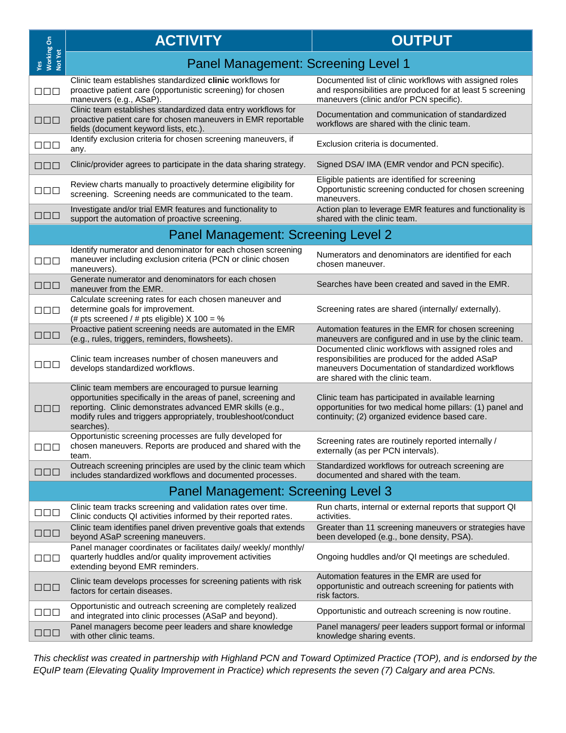| Yes / Working On / Not Yet | ACTIVITY | OUTPUT |
|---|---|---|
| | **Panel Management: Screening Level 1** | |
| ☐☐☐ | Clinic team establishes standardized **clinic** workflows for proactive patient care (opportunistic screening) for chosen maneuvers (e.g., ASaP). | Documented list of clinic workflows with assigned roles and responsibilities are produced for at least 5 screening maneuvers (clinic and/or PCN specific). |
| ☐☐☐ | Clinic team establishes standardized data entry workflows for proactive patient care for chosen maneuvers in EMR reportable fields (document keyword lists, etc.). | Documentation and communication of standardized workflows are shared with the clinic team. |
| ☐☐☐ | Identify exclusion criteria for chosen screening maneuvers, if any. | Exclusion criteria is documented. |
| ☐☐☐ | Clinic/provider agrees to participate in the data sharing strategy. | Signed DSA/ IMA (EMR vendor and PCN specific). |
| ☐☐☐ | Review charts manually to proactively determine eligibility for screening. Screening needs are communicated to the team. | Eligible patients are identified for screening Opportunistic screening conducted for chosen screening maneuvers. |
| ☐☐☐ | Investigate and/or trial EMR features and functionality to support the automation of proactive screening. | Action plan to leverage EMR features and functionality is shared with the clinic team. |
| | **Panel Management: Screening Level 2** | |
| ☐☐☐ | Identify numerator and denominator for each chosen screening maneuver including exclusion criteria (PCN or clinic chosen maneuvers). | Numerators and denominators are identified for each chosen maneuver. |
| ☐☐☐ | Generate numerator and denominators for each chosen maneuver from the EMR. | Searches have been created and saved in the EMR. |
| ☐☐☐ | Calculate screening rates for each chosen maneuver and determine goals for improvement. (# pts screened / # pts eligible) X 100 = % | Screening rates are shared (internally/ externally). |
| ☐☐☐ | Proactive patient screening needs are automated in the EMR (e.g., rules, triggers, reminders, flowsheets). | Automation features in the EMR for chosen screening maneuvers are configured and in use by the clinic team. |
| ☐☐☐ | Clinic team increases number of chosen maneuvers and develops standardized workflows. | Documented clinic workflows with assigned roles and responsibilities are produced for the added ASaP maneuvers Documentation of standardized workflows are shared with the clinic team. |
| ☐☐☐ | Clinic team members are encouraged to pursue learning opportunities specifically in the areas of panel, screening and reporting. Clinic demonstrates advanced EMR skills (e.g., modify rules and triggers appropriately, troubleshoot/conduct searches). | Clinic team has participated in available learning opportunities for two medical home pillars: (1) panel and continuity; (2) organized evidence based care. |
| ☐☐☐ | Opportunistic screening processes are fully developed for chosen maneuvers. Reports are produced and shared with the team. | Screening rates are routinely reported internally / externally (as per PCN intervals). |
| ☐☐☐ | Outreach screening principles are used by the clinic team which includes standardized workflows and documented processes. | Standardized workflows for outreach screening are documented and shared with the team. |
| | **Panel Management: Screening Level 3** | |
| ☐☐☐ | Clinic team tracks screening and validation rates over time. Clinic conducts QI activities informed by their reported rates. | Run charts, internal or external reports that support QI activities. |
| ☐☐☐ | Clinic team identifies panel driven preventive goals that extends beyond ASaP screening maneuvers. | Greater than 11 screening maneuvers or strategies have been developed (e.g., bone density, PSA). |
| ☐☐☐ | Panel manager coordinates or facilitates daily/ weekly/ monthly/ quarterly huddles and/or quality improvement activities extending beyond EMR reminders. | Ongoing huddles and/or QI meetings are scheduled. |
| ☐☐☐ | Clinic team develops processes for screening patients with risk factors for certain diseases. | Automation features in the EMR are used for opportunistic and outreach screening for patients with risk factors. |
| ☐☐☐ | Opportunistic and outreach screening are completely realized and integrated into clinic processes (ASaP and beyond). | Opportunistic and outreach screening is now routine. |
| ☐☐☐ | Panel managers become peer leaders and share knowledge with other clinic teams. | Panel managers/ peer leaders support formal or informal knowledge sharing events. |

*This checklist was created in partnership with Highland PCN and Toward Optimized Practice (TOP), and is endorsed by the EQuIP team (Elevating Quality Improvement in Practice) which represents the seven (7) Calgary and area PCNs.*